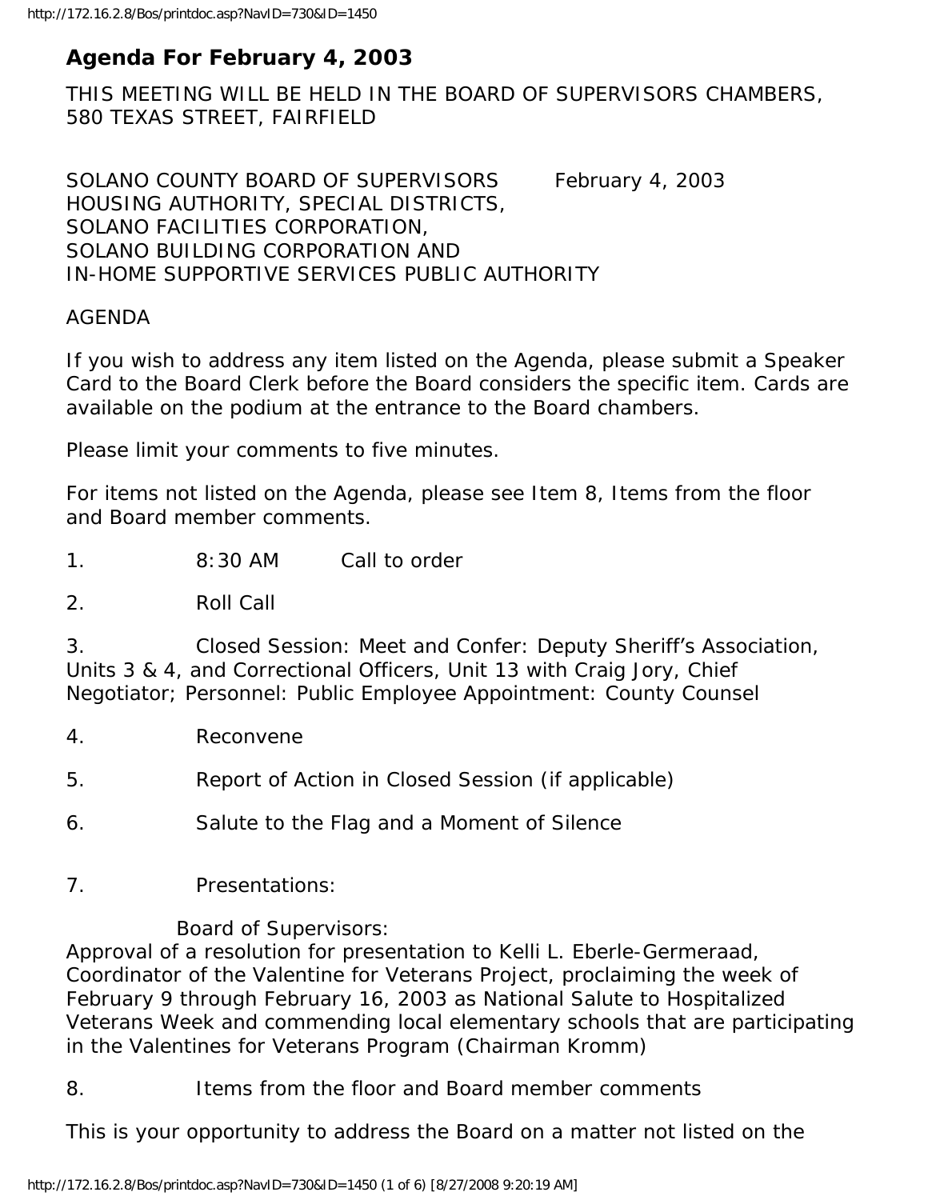# Agenda For February 4, 2003

THIS MEETING WILL BE HELD IN THE BOARD OF SUPERVISORS CHAMBERS, 580 TEXAS STREET, FAIRFIELD

SOLANO COUNTY BOARD OF SUPERVISORS February 4, 2003
HOUSING AUTHORITY, SPECIAL DISTRICTS,
SOLANO FACILITIES CORPORATION,
SOLANO BUILDING CORPORATION AND
IN-HOME SUPPORTIVE SERVICES PUBLIC AUTHORITY

AGENDA

If you wish to address any item listed on the Agenda, please submit a Speaker Card to the Board Clerk before the Board considers the specific item. Cards are available on the podium at the entrance to the Board chambers.

Please limit your comments to five minutes.

For items not listed on the Agenda, please see Item 8, Items from the floor and Board member comments.

1. 8:30 AM Call to order

2. Roll Call

3. Closed Session: Meet and Confer: Deputy Sheriff's Association, Units 3 & 4, and Correctional Officers, Unit 13 with Craig Jory, Chief Negotiator; Personnel: Public Employee Appointment: County Counsel

4. Reconvene

5. Report of Action in Closed Session (if applicable)

6. Salute to the Flag and a Moment of Silence

7. Presentations:

Board of Supervisors:
Approval of a resolution for presentation to Kelli L. Eberle-Germeraad, Coordinator of the Valentine for Veterans Project, proclaiming the week of February 9 through February 16, 2003 as National Salute to Hospitalized Veterans Week and commending local elementary schools that are participating in the Valentines for Veterans Program (Chairman Kromm)

8. Items from the floor and Board member comments

This is your opportunity to address the Board on a matter not listed on the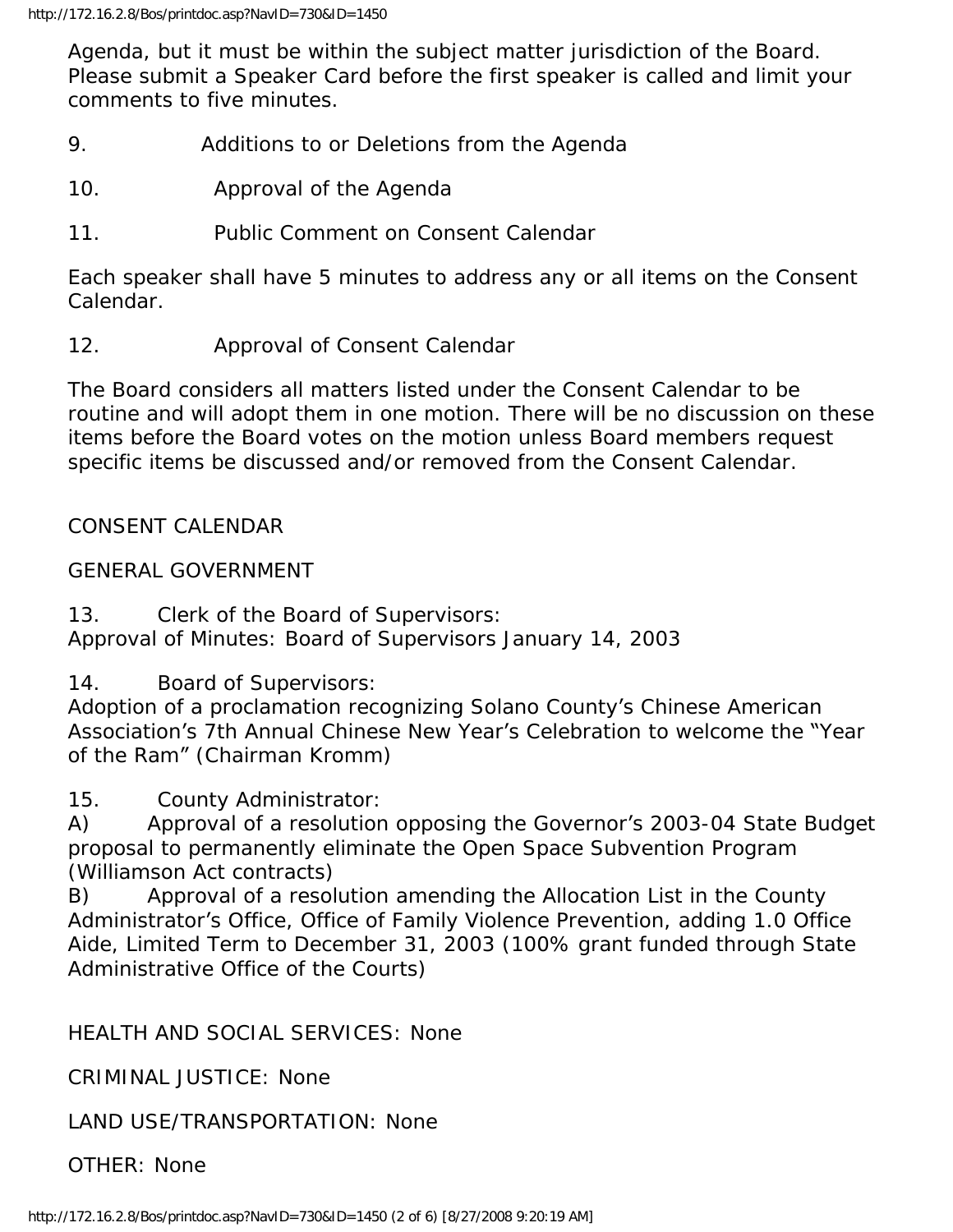Agenda, but it must be within the subject matter jurisdiction of the Board. Please submit a Speaker Card before the first speaker is called and limit your comments to five minutes.

9. Additions to or Deletions from the Agenda

10. Approval of the Agenda

11. Public Comment on Consent Calendar

Each speaker shall have 5 minutes to address any or all items on the Consent Calendar.

12. Approval of Consent Calendar

The Board considers all matters listed under the Consent Calendar to be routine and will adopt them in one motion. There will be no discussion on these items before the Board votes on the motion unless Board members request specific items be discussed and/or removed from the Consent Calendar.

CONSENT CALENDAR

GENERAL GOVERNMENT

13. Clerk of the Board of Supervisors:
Approval of Minutes: Board of Supervisors January 14, 2003

14. Board of Supervisors:
Adoption of a proclamation recognizing Solano County's Chinese American Association's 7th Annual Chinese New Year's Celebration to welcome the "Year of the Ram" (Chairman Kromm)

15. County Administrator:
A) Approval of a resolution opposing the Governor's 2003-04 State Budget proposal to permanently eliminate the Open Space Subvention Program (Williamson Act contracts)
B) Approval of a resolution amending the Allocation List in the County Administrator's Office, Office of Family Violence Prevention, adding 1.0 Office Aide, Limited Term to December 31, 2003 (100% grant funded through State Administrative Office of the Courts)

HEALTH AND SOCIAL SERVICES: None

CRIMINAL JUSTICE: None

LAND USE/TRANSPORTATION: None

OTHER: None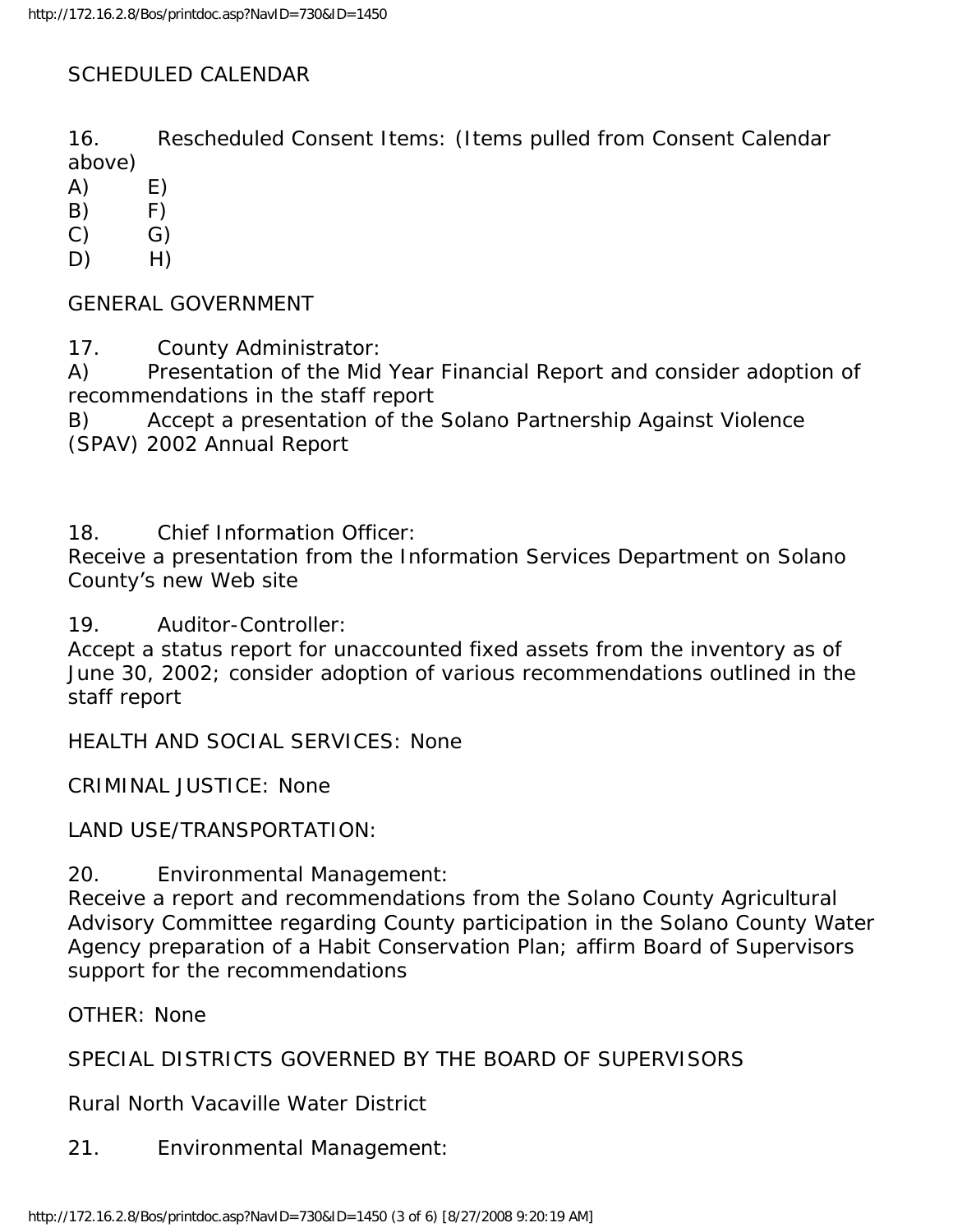SCHEDULED CALENDAR

16. Rescheduled Consent Items: (Items pulled from Consent Calendar above)

A) E)
B) F)
C) G)
D) H)

GENERAL GOVERNMENT

17. County Administrator:

A) Presentation of the Mid Year Financial Report and consider adoption of recommendations in the staff report

B) Accept a presentation of the Solano Partnership Against Violence (SPAV) 2002 Annual Report

18. Chief Information Officer:

Receive a presentation from the Information Services Department on Solano County's new Web site

19. Auditor-Controller:

Accept a status report for unaccounted fixed assets from the inventory as of June 30, 2002; consider adoption of various recommendations outlined in the staff report

HEALTH AND SOCIAL SERVICES: None

CRIMINAL JUSTICE: None

LAND USE/TRANSPORTATION:

20. Environmental Management:

Receive a report and recommendations from the Solano County Agricultural Advisory Committee regarding County participation in the Solano County Water Agency preparation of a Habit Conservation Plan; affirm Board of Supervisors support for the recommendations

OTHER: None

SPECIAL DISTRICTS GOVERNED BY THE BOARD OF SUPERVISORS

Rural North Vacaville Water District

21. Environmental Management: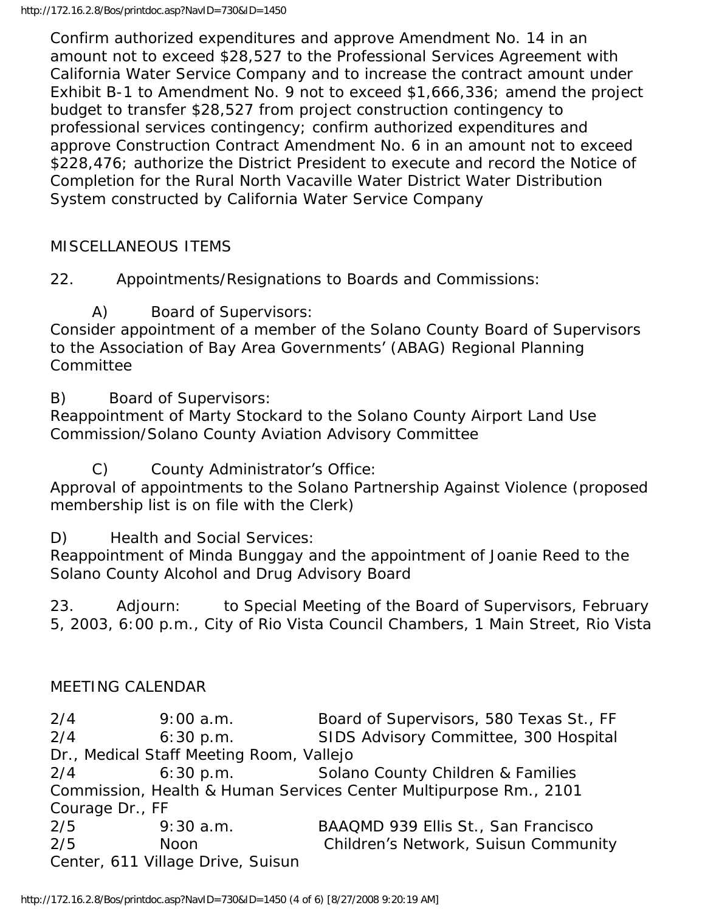Confirm authorized expenditures and approve Amendment No. 14 in an amount not to exceed $28,527 to the Professional Services Agreement with California Water Service Company and to increase the contract amount under Exhibit B-1 to Amendment No. 9 not to exceed $1,666,336; amend the project budget to transfer $28,527 from project construction contingency to professional services contingency; confirm authorized expenditures and approve Construction Contract Amendment No. 6 in an amount not to exceed $228,476; authorize the District President to execute and record the Notice of Completion for the Rural North Vacaville Water District Water Distribution System constructed by California Water Service Company

MISCELLANEOUS ITEMS

22. Appointments/Resignations to Boards and Commissions:

A) Board of Supervisors:
Consider appointment of a member of the Solano County Board of Supervisors to the Association of Bay Area Governments' (ABAG) Regional Planning Committee

B) Board of Supervisors:
Reappointment of Marty Stockard to the Solano County Airport Land Use Commission/Solano County Aviation Advisory Committee

C) County Administrator's Office:
Approval of appointments to the Solano Partnership Against Violence (proposed membership list is on file with the Clerk)

D) Health and Social Services:
Reappointment of Minda Bunggay and the appointment of Joanie Reed to the Solano County Alcohol and Drug Advisory Board

23. Adjourn: to Special Meeting of the Board of Supervisors, February 5, 2003, 6:00 p.m., City of Rio Vista Council Chambers, 1 Main Street, Rio Vista

MEETING CALENDAR

| | | |
|---|---|---|
| 2/4 | 9:00 a.m. | Board of Supervisors, 580 Texas St., FF |
| 2/4 | 6:30 p.m. | SIDS Advisory Committee, 300 Hospital Dr., Medical Staff Meeting Room, Vallejo |
| 2/4 | 6:30 p.m. | Solano County Children & Families Commission, Health & Human Services Center Multipurpose Rm., 2101 Courage Dr., FF |
| 2/5 | 9:30 a.m. | BAAQMD 939 Ellis St., San Francisco |
| 2/5 | Noon | Children's Network, Suisun Community Center, 611 Village Drive, Suisun |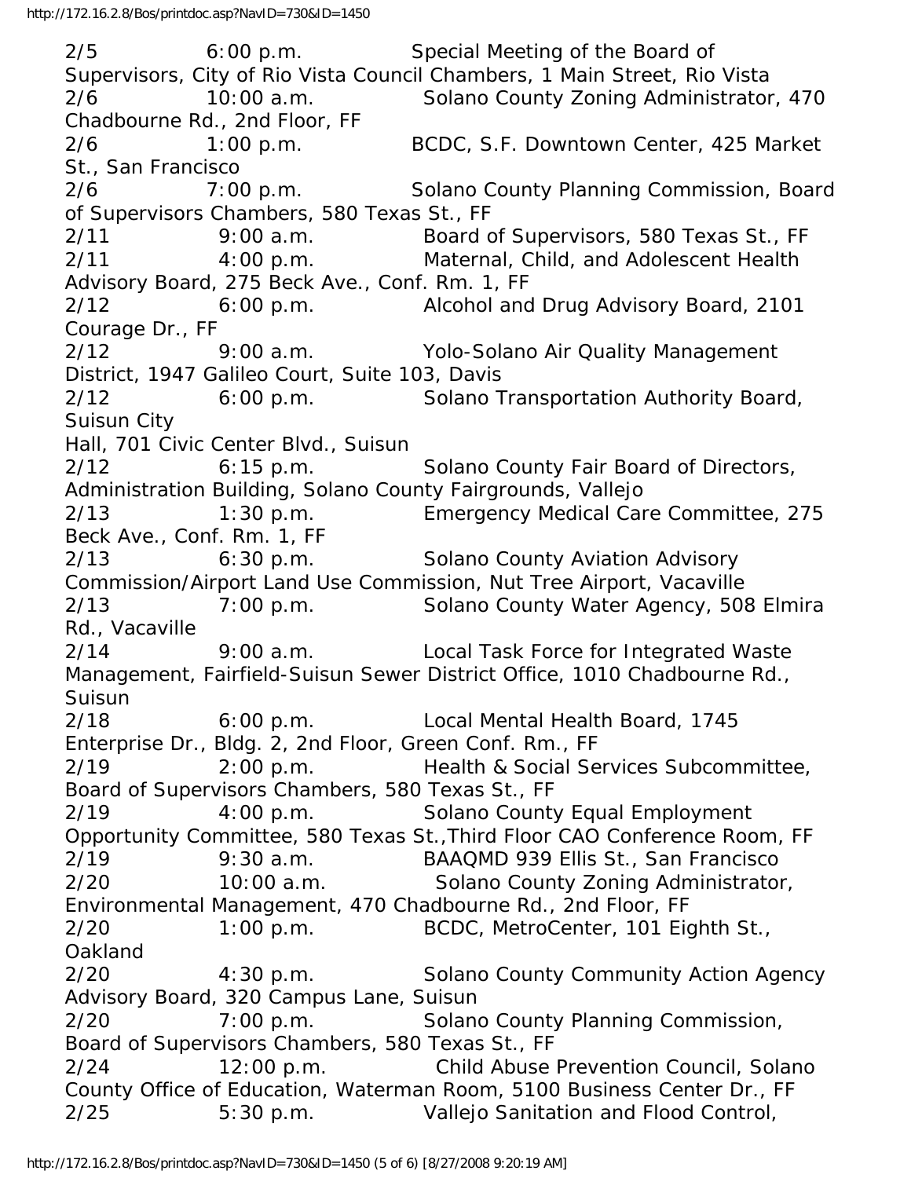2/5 6:00 p.m. Special Meeting of the Board of Supervisors, City of Rio Vista Council Chambers, 1 Main Street, Rio Vista
2/6 10:00 a.m. Solano County Zoning Administrator, 470 Chadbourne Rd., 2nd Floor, FF
2/6 1:00 p.m. BCDC, S.F. Downtown Center, 425 Market St., San Francisco
2/6 7:00 p.m. Solano County Planning Commission, Board of Supervisors Chambers, 580 Texas St., FF
2/11 9:00 a.m. Board of Supervisors, 580 Texas St., FF
2/11 4:00 p.m. Maternal, Child, and Adolescent Health Advisory Board, 275 Beck Ave., Conf. Rm. 1, FF
2/12 6:00 p.m. Alcohol and Drug Advisory Board, 2101 Courage Dr., FF
2/12 9:00 a.m. Yolo-Solano Air Quality Management District, 1947 Galileo Court, Suite 103, Davis
2/12 6:00 p.m. Solano Transportation Authority Board, Suisun City Hall, 701 Civic Center Blvd., Suisun
2/12 6:15 p.m. Solano County Fair Board of Directors, Administration Building, Solano County Fairgrounds, Vallejo
2/13 1:30 p.m. Emergency Medical Care Committee, 275 Beck Ave., Conf. Rm. 1, FF
2/13 6:30 p.m. Solano County Aviation Advisory Commission/Airport Land Use Commission, Nut Tree Airport, Vacaville
2/13 7:00 p.m. Solano County Water Agency, 508 Elmira Rd., Vacaville
2/14 9:00 a.m. Local Task Force for Integrated Waste Management, Fairfield-Suisun Sewer District Office, 1010 Chadbourne Rd., Suisun
2/18 6:00 p.m. Local Mental Health Board, 1745 Enterprise Dr., Bldg. 2, 2nd Floor, Green Conf. Rm., FF
2/19 2:00 p.m. Health & Social Services Subcommittee, Board of Supervisors Chambers, 580 Texas St., FF
2/19 4:00 p.m. Solano County Equal Employment Opportunity Committee, 580 Texas St.,Third Floor CAO Conference Room, FF
2/19 9:30 a.m. BAAQMD 939 Ellis St., San Francisco
2/20 10:00 a.m. Solano County Zoning Administrator, Environmental Management, 470 Chadbourne Rd., 2nd Floor, FF
2/20 1:00 p.m. BCDC, MetroCenter, 101 Eighth St., Oakland
2/20 4:30 p.m. Solano County Community Action Agency Advisory Board, 320 Campus Lane, Suisun
2/20 7:00 p.m. Solano County Planning Commission, Board of Supervisors Chambers, 580 Texas St., FF
2/24 12:00 p.m. Child Abuse Prevention Council, Solano County Office of Education, Waterman Room, 5100 Business Center Dr., FF
2/25 5:30 p.m. Vallejo Sanitation and Flood Control,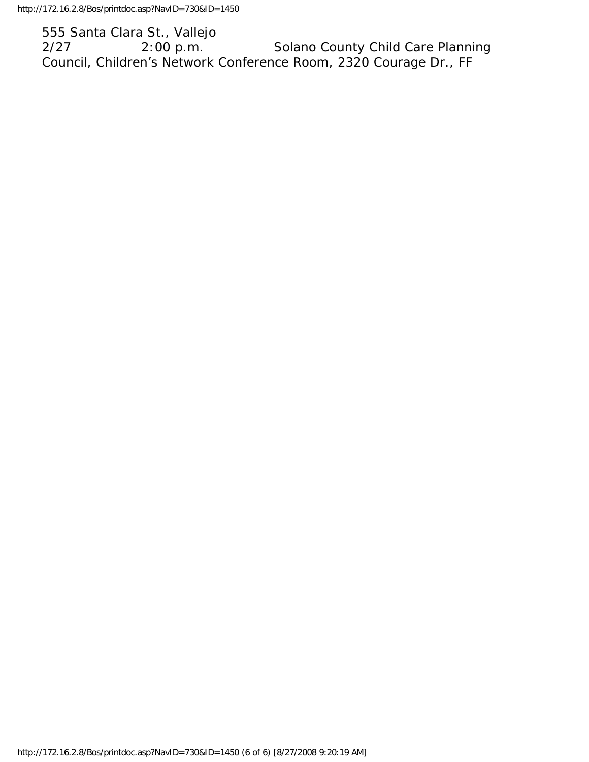555 Santa Clara St., Vallejo

2/27 2:00 p.m. Solano County Child Care Planning Council, Children’s Network Conference Room, 2320 Courage Dr., FF